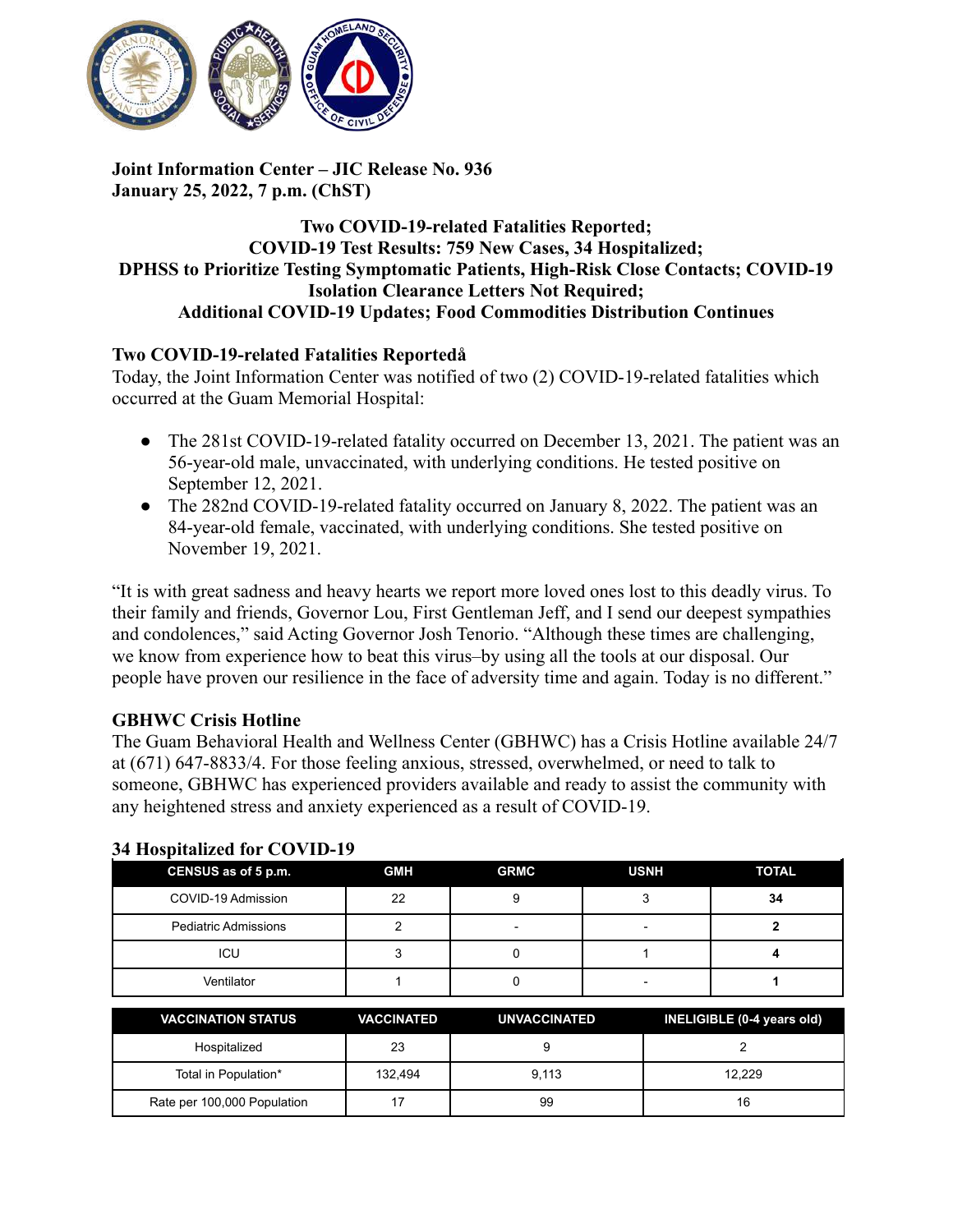**Joint Information Center – JIC Release No. 936**
**January 25, 2022, 7 p.m. (ChST)**

## Two COVID-19-related Fatalities Reported; COVID-19 Test Results: 759 New Cases, 34 Hospitalized; DPHSS to Prioritize Testing Symptomatic Patients, High-Risk Close Contacts; COVID-19 Isolation Clearance Letters Not Required; Additional COVID-19 Updates; Food Commodities Distribution Continues

### Two COVID-19-related Fatalities Reportedå

Today, the Joint Information Center was notified of two (2) COVID-19-related fatalities which occurred at the Guam Memorial Hospital:

- The 281st COVID-19-related fatality occurred on December 13, 2021. The patient was an 56-year-old male, unvaccinated, with underlying conditions. He tested positive on September 12, 2021.
- The 282nd COVID-19-related fatality occurred on January 8, 2022. The patient was an 84-year-old female, vaccinated, with underlying conditions. She tested positive on November 19, 2021.

"It is with great sadness and heavy hearts we report more loved ones lost to this deadly virus. To their family and friends, Governor Lou, First Gentleman Jeff, and I send our deepest sympathies and condolences," said Acting Governor Josh Tenorio. "Although these times are challenging, we know from experience how to beat this virus–by using all the tools at our disposal. Our people have proven our resilience in the face of adversity time and again. Today is no different."

### GBHWC Crisis Hotline

The Guam Behavioral Health and Wellness Center (GBHWC) has a Crisis Hotline available 24/7 at (671) 647-8833/4. For those feeling anxious, stressed, overwhelmed, or need to talk to someone, GBHWC has experienced providers available and ready to assist the community with any heightened stress and anxiety experienced as a result of COVID-19.

### 34 Hospitalized for COVID-19

| CENSUS as of 5 p.m. | GMH | GRMC | USNH | TOTAL |
|---|---|---|---|---|
| COVID-19 Admission | 22 | 9 | 3 | **34** |
| Pediatric Admissions | 2 | - | - | **2** |
| ICU | 3 | 0 | 1 | **4** |
| Ventilator | 1 | 0 | - | **1** |

| VACCINATION STATUS | VACCINATED | UNVACCINATED | INELIGIBLE (0-4 years old) |
|---|---|---|---|
| Hospitalized | 23 | 9 | 2 |
| Total in Population* | 132,494 | 9,113 | 12,229 |
| Rate per 100,000 Population | 17 | 99 | 16 |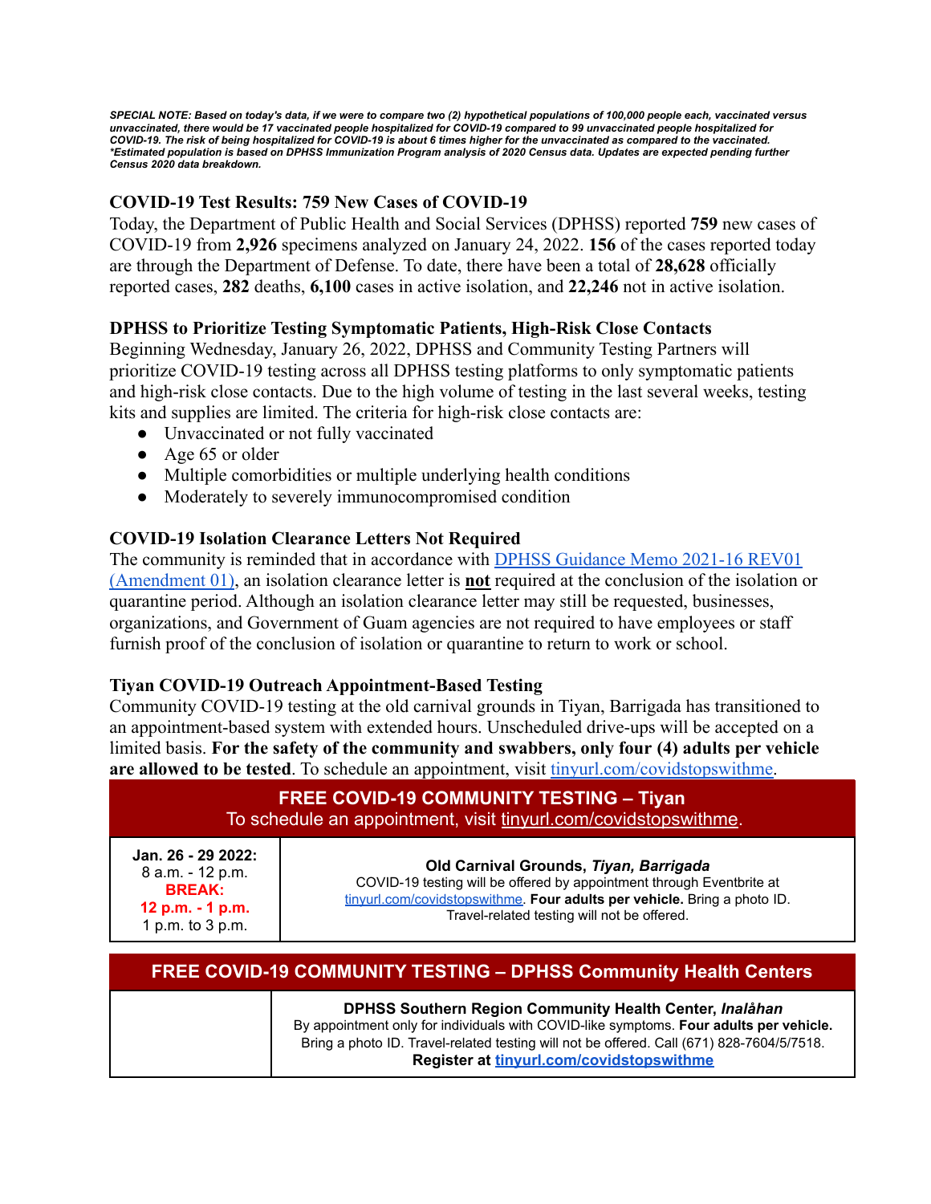***SPECIAL NOTE: Based on today's data, if we were to compare two (2) hypothetical populations of 100,000 people each, vaccinated versus unvaccinated, there would be 17 vaccinated people hospitalized for COVID-19 compared to 99 unvaccinated people hospitalized for COVID-19. The risk of being hospitalized for COVID-19 is about 6 times higher for the unvaccinated as compared to the vaccinated. *Estimated population is based on DPHSS Immunization Program analysis of 2020 Census data. Updates are expected pending further Census 2020 data breakdown.***

### COVID-19 Test Results: 759 New Cases of COVID-19

Today, the Department of Public Health and Social Services (DPHSS) reported **759** new cases of COVID-19 from **2,926** specimens analyzed on January 24, 2022. **156** of the cases reported today are through the Department of Defense. To date, there have been a total of **28,628** officially reported cases, **282** deaths, **6,100** cases in active isolation, and **22,246** not in active isolation.

### DPHSS to Prioritize Testing Symptomatic Patients, High-Risk Close Contacts

Beginning Wednesday, January 26, 2022, DPHSS and Community Testing Partners will prioritize COVID-19 testing across all DPHSS testing platforms to only symptomatic patients and high-risk close contacts. Due to the high volume of testing in the last several weeks, testing kits and supplies are limited. The criteria for high-risk close contacts are:

- Unvaccinated or not fully vaccinated
- Age 65 or older
- Multiple comorbidities or multiple underlying health conditions
- Moderately to severely immunocompromised condition

### COVID-19 Isolation Clearance Letters Not Required

The community is reminded that in accordance with DPHSS Guidance Memo 2021-16 REV01 (Amendment 01), an isolation clearance letter is **not** required at the conclusion of the isolation or quarantine period. Although an isolation clearance letter may still be requested, businesses, organizations, and Government of Guam agencies are not required to have employees or staff furnish proof of the conclusion of isolation or quarantine to return to work or school.

### Tiyan COVID-19 Outreach Appointment-Based Testing

Community COVID-19 testing at the old carnival grounds in Tiyan, Barrigada has transitioned to an appointment-based system with extended hours. Unscheduled drive-ups will be accepted on a limited basis. **For the safety of the community and swabbers, only four (4) adults per vehicle are allowed to be tested**. To schedule an appointment, visit tinyurl.com/covidstopswithme.

| **FREE COVID-19 COMMUNITY TESTING – Tiyan** To schedule an appointment, visit tinyurl.com/covidstopswithme. | |
|---|---|
| **Jan. 26 - 29 2022:** 8 a.m. - 12 p.m. **BREAK: 12 p.m. - 1 p.m.** 1 p.m. to 3 p.m. | **Old Carnival Grounds, *Tiyan, Barrigada*** COVID-19 testing will be offered by appointment through Eventbrite at tinyurl.com/covidstopswithme. **Four adults per vehicle.** Bring a photo ID. Travel-related testing will not be offered. |

| **FREE COVID-19 COMMUNITY TESTING – DPHSS Community Health Centers** | |
|---|---|
| | **DPHSS Southern Region Community Health Center, *Inalåhan*** By appointment only for individuals with COVID-like symptoms. **Four adults per vehicle.** Bring a photo ID. Travel-related testing will not be offered. Call (671) 828-7604/5/7518. **Register at tinyurl.com/covidstopswithme** |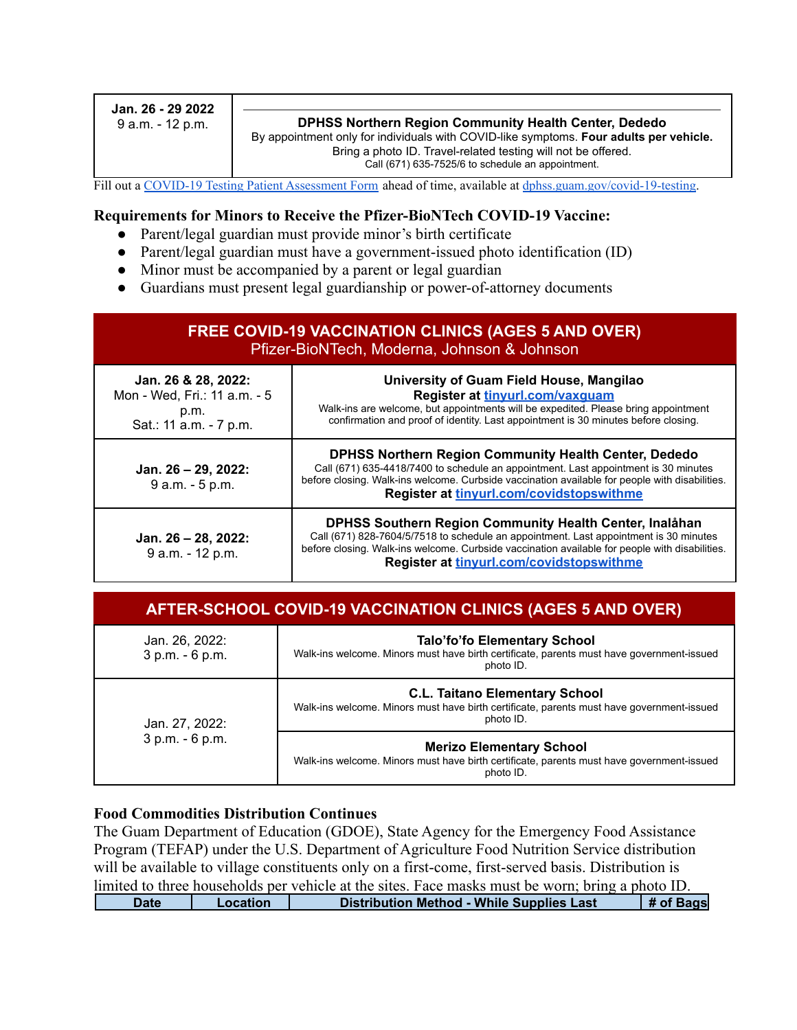| Jan. 26 - 29 2022<br>9 a.m. - 12 p.m. | **DPHSS Northern Region Community Health Center, Dededo**<br>By appointment only for individuals with COVID-like symptoms. **Four adults per vehicle.**<br>Bring a photo ID. Travel-related testing will not be offered.<br>Call (671) 635-7525/6 to schedule an appointment. |
|---|---|

Fill out a [COVID-19 Testing Patient Assessment Form](#) ahead of time, available at [dphss.guam.gov/covid-19-testing](#).

**Requirements for Minors to Receive the Pfizer-BioNTech COVID-19 Vaccine:**

- Parent/legal guardian must provide minor's birth certificate
- Parent/legal guardian must have a government-issued photo identification (ID)
- Minor must be accompanied by a parent or legal guardian
- Guardians must present legal guardianship or power-of-attorney documents

| **FREE COVID-19 VACCINATION CLINICS (AGES 5 AND OVER)**<br>Pfizer-BioNTech, Moderna, Johnson & Johnson | |
|---|---|
| **Jan. 26 & 28, 2022:**<br>Mon - Wed, Fri.: 11 a.m. - 5 p.m.<br>Sat.: 11 a.m. - 7 p.m. | **University of Guam Field House, Mangilao**<br>**Register at [tinyurl.com/vaxguam](#)**<br>Walk-ins are welcome, but appointments will be expedited. Please bring appointment confirmation and proof of identity. Last appointment is 30 minutes before closing. |
| **Jan. 26 – 29, 2022:**<br>9 a.m. - 5 p.m. | **DPHSS Northern Region Community Health Center, Dededo**<br>Call (671) 635-4418/7400 to schedule an appointment. Last appointment is 30 minutes before closing. Walk-ins welcome. Curbside vaccination available for people with disabilities.<br>**Register at [tinyurl.com/covidstopswithme](#)** |
| **Jan. 26 – 28, 2022:**<br>9 a.m. - 12 p.m. | **DPHSS Southern Region Community Health Center, Inalåhan**<br>Call (671) 828-7604/5/7518 to schedule an appointment. Last appointment is 30 minutes before closing. Walk-ins welcome. Curbside vaccination available for people with disabilities.<br>**Register at [tinyurl.com/covidstopswithme](#)** |

| **AFTER-SCHOOL COVID-19 VACCINATION CLINICS (AGES 5 AND OVER)** | |
|---|---|
| Jan. 26, 2022:<br>3 p.m. - 6 p.m. | **Talo'fo'fo Elementary School**<br>Walk-ins welcome. Minors must have birth certificate, parents must have government-issued photo ID. |
| Jan. 27, 2022:<br>3 p.m. - 6 p.m. | **C.L. Taitano Elementary School**<br>Walk-ins welcome. Minors must have birth certificate, parents must have government-issued photo ID. |
| | **Merizo Elementary School**<br>Walk-ins welcome. Minors must have birth certificate, parents must have government-issued photo ID. |

**Food Commodities Distribution Continues**

The Guam Department of Education (GDOE), State Agency for the Emergency Food Assistance Program (TEFAP) under the U.S. Department of Agriculture Food Nutrition Service distribution will be available to village constituents only on a first-come, first-served basis. Distribution is limited to three households per vehicle at the sites. Face masks must be worn; bring a photo ID.

| Date | Location | Distribution Method - While Supplies Last | # of Bags |
|---|---|---|---|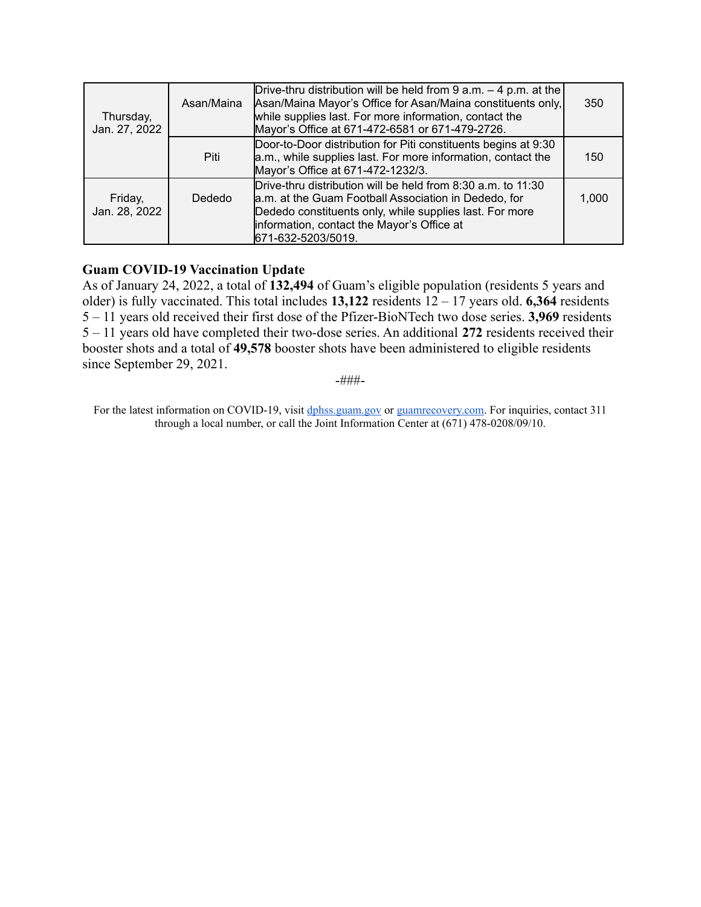| | | | |
|---|---|---|---|
| Thursday, Jan. 27, 2022 | Asan/Maina | Drive-thru distribution will be held from 9 a.m. – 4 p.m. at the Asan/Maina Mayor's Office for Asan/Maina constituents only, while supplies last. For more information, contact the Mayor's Office at 671-472-6581 or 671-479-2726. | 350 |
| | Piti | Door-to-Door distribution for Piti constituents begins at 9:30 a.m., while supplies last. For more information, contact the Mayor's Office at 671-472-1232/3. | 150 |
| Friday, Jan. 28, 2022 | Dededo | Drive-thru distribution will be held from 8:30 a.m. to 11:30 a.m. at the Guam Football Association in Dededo, for Dededo constituents only, while supplies last. For more information, contact the Mayor's Office at 671-632-5203/5019. | 1,000 |

**Guam COVID-19 Vaccination Update**

As of January 24, 2022, a total of **132,494** of Guam's eligible population (residents 5 years and older) is fully vaccinated. This total includes **13,122** residents 12 – 17 years old. **6,364** residents 5 – 11 years old received their first dose of the Pfizer-BioNTech two dose series. **3,969** residents 5 – 11 years old have completed their two-dose series. An additional **272** residents received their booster shots and a total of **49,578** booster shots have been administered to eligible residents since September 29, 2021.

-###-

For the latest information on COVID-19, visit dphss.guam.gov or guamrecovery.com. For inquiries, contact 311 through a local number, or call the Joint Information Center at (671) 478-0208/09/10.